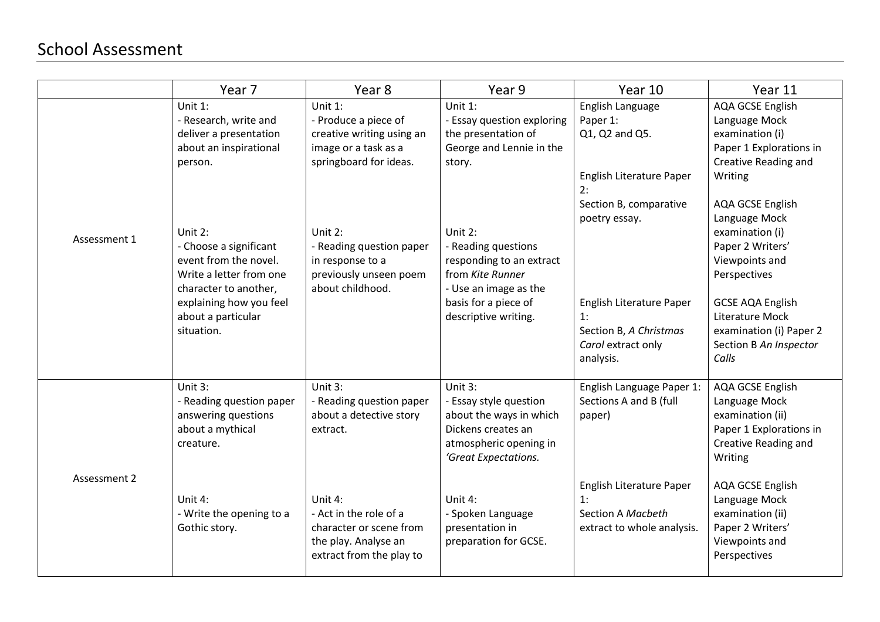# School Assessment

| | Year 7 | Year 8 | Year 9 | Year 10 | Year 11 |
|---|---|---|---|---|---|
| Assessment 1 | Unit 1:<br>- Research, write and deliver a presentation about an inspirational person.<br><br>Unit 2:<br>- Choose a significant event from the novel. Write a letter from one character to another, explaining how you feel about a particular situation. | Unit 1:<br>- Produce a piece of creative writing using an image or a task as a springboard for ideas.<br><br>Unit 2:<br>- Reading question paper in response to a previously unseen poem about childhood. | Unit 1:<br>- Essay question exploring the presentation of George and Lennie in the story.<br><br>Unit 2:<br>- Reading questions responding to an extract from *Kite Runner*<br>- Use an image as the basis for a piece of descriptive writing. | English Language Paper 1:<br>Q1, Q2 and Q5.<br><br>English Literature Paper 2:<br>Section B, comparative poetry essay.<br><br>English Literature Paper 1:<br>Section B, *A Christmas Carol* extract only analysis. | AQA GCSE English Language Mock examination (i)<br>Paper 1 Explorations in Creative Reading and Writing<br><br>AQA GCSE English Language Mock examination (i)<br>Paper 2 Writers' Viewpoints and Perspectives<br><br>GCSE AQA English Literature Mock examination (i) Paper 2 Section B *An Inspector Calls* |
| Assessment 2 | Unit 3:<br>- Reading question paper answering questions about a mythical creature.<br><br>Unit 4:<br>- Write the opening to a Gothic story. | Unit 3:<br>- Reading question paper about a detective story extract.<br><br>Unit 4:<br>- Act in the role of a character or scene from the play. Analyse an extract from the play to | Unit 3:<br>- Essay style question about the ways in which Dickens creates an atmospheric opening in *'Great Expectations.*<br><br>Unit 4:<br>- Spoken Language presentation in preparation for GCSE. | English Language Paper 1:<br>Sections A and B (full paper)<br><br>English Literature Paper 1:<br>Section A *Macbeth* extract to whole analysis. | AQA GCSE English Language Mock examination (ii)<br>Paper 1 Explorations in Creative Reading and Writing<br><br>AQA GCSE English Language Mock examination (ii)<br>Paper 2 Writers' Viewpoints and Perspectives |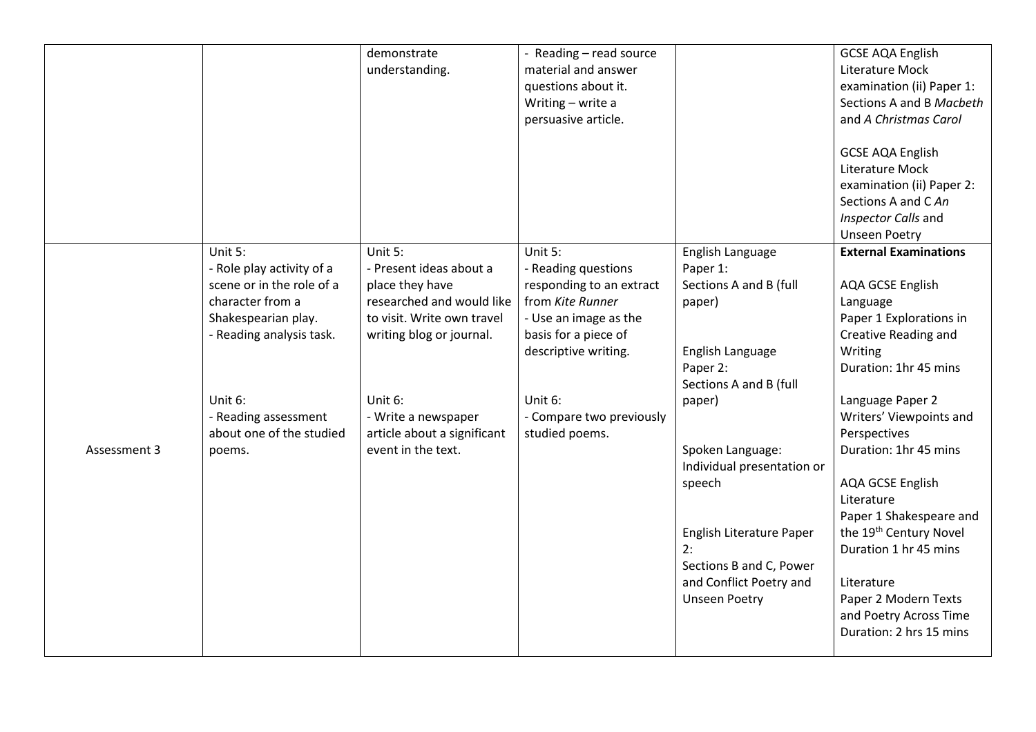| | | | | | |
|---|---|---|---|---|---|
| | | demonstrate understanding. | - Reading – read source material and answer questions about it.<br>Writing – write a persuasive article. | | GCSE AQA English Literature Mock examination (ii) Paper 1: Sections A and B *Macbeth* and *A Christmas Carol*<br><br>GCSE AQA English Literature Mock examination (ii) Paper 2: Sections A and C *An Inspector Calls* and Unseen Poetry |
| Assessment 3 | Unit 5:<br>- Role play activity of a scene or in the role of a character from a Shakespearian play.<br>- Reading analysis task.<br><br>Unit 6:<br>- Reading assessment about one of the studied poems. | Unit 5:<br>- Present ideas about a place they have researched and would like to visit. Write own travel writing blog or journal.<br><br>Unit 6:<br>- Write a newspaper article about a significant event in the text. | Unit 5:<br>- Reading questions responding to an extract from *Kite Runner*<br>- Use an image as the basis for a piece of descriptive writing.<br><br>Unit 6:<br>- Compare two previously studied poems. | English Language Paper 1:<br>Sections A and B (full paper)<br><br>English Language Paper 2:<br>Sections A and B (full paper)<br><br>Spoken Language: Individual presentation or speech<br><br>English Literature Paper 2:<br>Sections B and C, Power and Conflict Poetry and Unseen Poetry | **External Examinations**<br><br>AQA GCSE English Language<br>Paper 1 Explorations in Creative Reading and Writing<br>Duration: 1hr 45 mins<br><br>Language Paper 2<br>Writers' Viewpoints and Perspectives<br>Duration: 1hr 45 mins<br><br>AQA GCSE English Literature<br>Paper 1 Shakespeare and the 19th Century Novel<br>Duration 1 hr 45 mins<br><br>Literature<br>Paper 2 Modern Texts and Poetry Across Time<br>Duration: 2 hrs 15 mins |